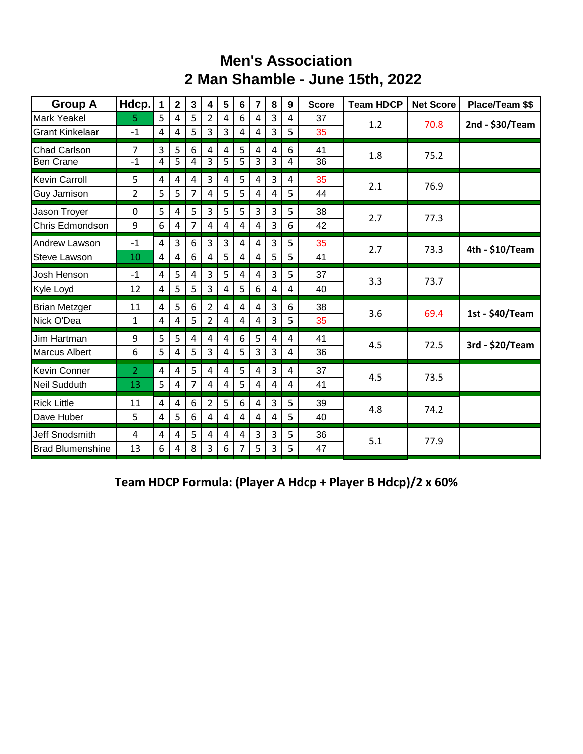# Men's Association
## 2 Man Shamble - June 15th, 2022

| Group A | Hdcp. | 1 | 2 | 3 | 4 | 5 | 6 | 7 | 8 | 9 | Score | Team HDCP | Net Score | Place/Team $$ |
|---|---|---|---|---|---|---|---|---|---|---|---|---|---|---|
| Mark Yeakel | 5 | 5 | 4 | 5 | 2 | 4 | 6 | 4 | 3 | 4 | 37 | 1.2 | 70.8 | 2nd - $30/Team |
| Grant Kinkelaar | -1 | 4 | 4 | 5 | 3 | 3 | 4 | 4 | 3 | 5 | 35 | | | |
| Chad Carlson | 7 | 3 | 5 | 6 | 4 | 4 | 5 | 4 | 4 | 6 | 41 | 1.8 | 75.2 | |
| Ben Crane | -1 | 4 | 5 | 4 | 3 | 5 | 5 | 3 | 3 | 4 | 36 | | | |
| Kevin Carroll | 5 | 4 | 4 | 4 | 3 | 4 | 5 | 4 | 3 | 4 | 35 | 2.1 | 76.9 | |
| Guy Jamison | 2 | 5 | 5 | 7 | 4 | 5 | 5 | 4 | 4 | 5 | 44 | | | |
| Jason Troyer | 0 | 5 | 4 | 5 | 3 | 5 | 5 | 3 | 3 | 5 | 38 | 2.7 | 77.3 | |
| Chris Edmondson | 9 | 6 | 4 | 7 | 4 | 4 | 4 | 4 | 3 | 6 | 42 | | | |
| Andrew Lawson | -1 | 4 | 3 | 6 | 3 | 3 | 4 | 4 | 3 | 5 | 35 | 2.7 | 73.3 | 4th - $10/Team |
| Steve Lawson | 10 | 4 | 4 | 6 | 4 | 5 | 4 | 4 | 5 | 5 | 41 | | | |
| Josh Henson | -1 | 4 | 5 | 4 | 3 | 5 | 4 | 4 | 3 | 5 | 37 | 3.3 | 73.7 | |
| Kyle Loyd | 12 | 4 | 5 | 5 | 3 | 4 | 5 | 6 | 4 | 4 | 40 | | | |
| Brian Metzger | 11 | 4 | 5 | 6 | 2 | 4 | 4 | 4 | 3 | 6 | 38 | 3.6 | 69.4 | 1st - $40/Team |
| Nick O'Dea | 1 | 4 | 4 | 5 | 2 | 4 | 4 | 4 | 3 | 5 | 35 | | | |
| Jim Hartman | 9 | 5 | 5 | 4 | 4 | 4 | 6 | 5 | 4 | 4 | 41 | 4.5 | 72.5 | 3rd - $20/Team |
| Marcus Albert | 6 | 5 | 4 | 5 | 3 | 4 | 5 | 3 | 3 | 4 | 36 | | | |
| Kevin Conner | 2 | 4 | 4 | 5 | 4 | 4 | 5 | 4 | 3 | 4 | 37 | 4.5 | 73.5 | |
| Neil Sudduth | 13 | 5 | 4 | 7 | 4 | 4 | 5 | 4 | 4 | 4 | 41 | | | |
| Rick Little | 11 | 4 | 4 | 6 | 2 | 5 | 6 | 4 | 3 | 5 | 39 | 4.8 | 74.2 | |
| Dave Huber | 5 | 4 | 5 | 6 | 4 | 4 | 4 | 4 | 4 | 5 | 40 | | | |
| Jeff Snodsmith | 4 | 4 | 4 | 5 | 4 | 4 | 4 | 3 | 3 | 5 | 36 | 5.1 | 77.9 | |
| Brad Blumenshine | 13 | 6 | 4 | 8 | 3 | 6 | 7 | 5 | 3 | 5 | 47 | | | |

**Team HDCP Formula: (Player A Hdcp + Player B Hdcp)/2 x 60%**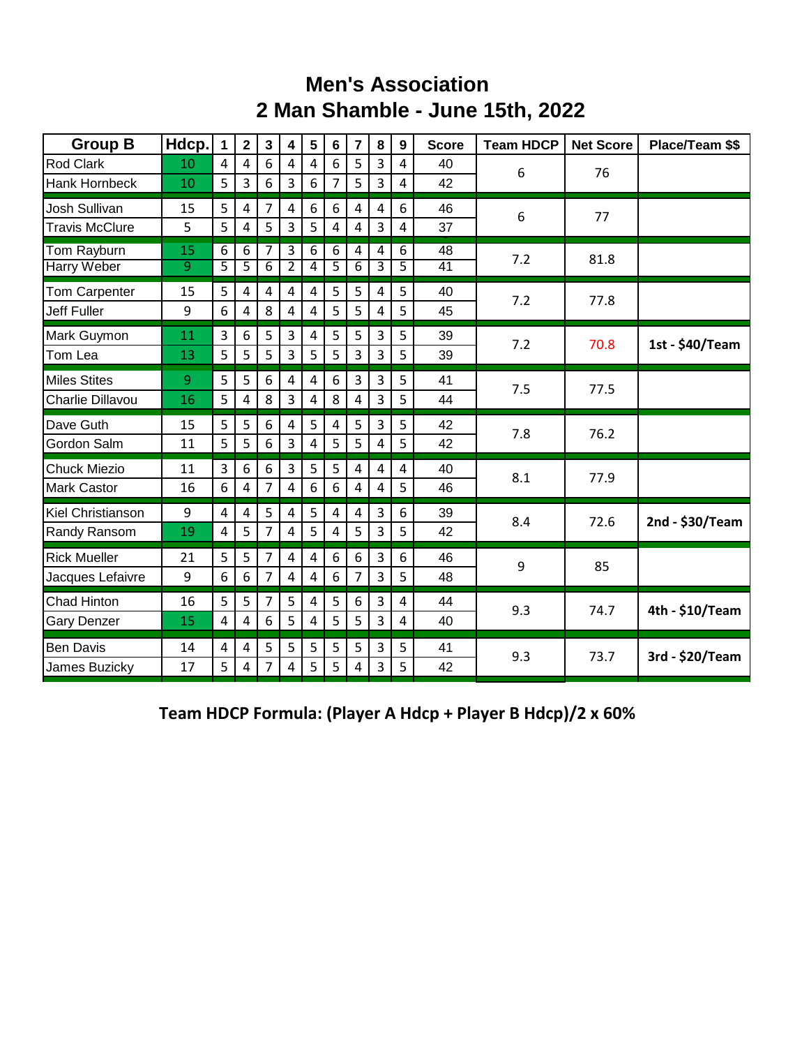# Men's Association
## 2 Man Shamble - June 15th, 2022

| Group B | Hdcp. | 1 | 2 | 3 | 4 | 5 | 6 | 7 | 8 | 9 | Score | Team HDCP | Net Score | Place/Team $$ |
|---|---|---|---|---|---|---|---|---|---|---|---|---|---|---|
| Rod Clark | 10 | 4 | 4 | 6 | 4 | 4 | 6 | 5 | 3 | 4 | 40 | 6 | 76 | |
| Hank Hornbeck | 10 | 5 | 3 | 6 | 3 | 6 | 7 | 5 | 3 | 4 | 42 | | | |
| Josh Sullivan | 15 | 5 | 4 | 7 | 4 | 6 | 6 | 4 | 4 | 6 | 46 | 6 | 77 | |
| Travis McClure | 5 | 5 | 4 | 5 | 3 | 5 | 4 | 4 | 3 | 4 | 37 | | | |
| Tom Rayburn | 15 | 6 | 6 | 7 | 3 | 6 | 6 | 4 | 4 | 6 | 48 | 7.2 | 81.8 | |
| Harry Weber | 9 | 5 | 5 | 6 | 2 | 4 | 5 | 6 | 3 | 5 | 41 | | | |
| Tom Carpenter | 15 | 5 | 4 | 4 | 4 | 4 | 5 | 5 | 4 | 5 | 40 | 7.2 | 77.8 | |
| Jeff Fuller | 9 | 6 | 4 | 8 | 4 | 4 | 5 | 5 | 4 | 5 | 45 | | | |
| Mark Guymon | 11 | 3 | 6 | 5 | 3 | 4 | 5 | 5 | 3 | 5 | 39 | 7.2 | 70.8 | **1st - $40/Team** |
| Tom Lea | 13 | 5 | 5 | 5 | 3 | 5 | 5 | 3 | 3 | 5 | 39 | | | |
| Miles Stites | 9 | 5 | 5 | 6 | 4 | 4 | 6 | 3 | 3 | 5 | 41 | 7.5 | 77.5 | |
| Charlie Dillavou | 16 | 5 | 4 | 8 | 3 | 4 | 8 | 4 | 3 | 5 | 44 | | | |
| Dave Guth | 15 | 5 | 5 | 6 | 4 | 5 | 4 | 5 | 3 | 5 | 42 | 7.8 | 76.2 | |
| Gordon Salm | 11 | 5 | 5 | 6 | 3 | 4 | 5 | 5 | 4 | 5 | 42 | | | |
| Chuck Miezio | 11 | 3 | 6 | 6 | 3 | 5 | 5 | 4 | 4 | 4 | 40 | 8.1 | 77.9 | |
| Mark Castor | 16 | 6 | 4 | 7 | 4 | 6 | 6 | 4 | 4 | 5 | 46 | | | |
| Kiel Christianson | 9 | 4 | 4 | 5 | 4 | 5 | 4 | 4 | 3 | 6 | 39 | 8.4 | 72.6 | **2nd - $30/Team** |
| Randy Ransom | 19 | 4 | 5 | 7 | 4 | 5 | 4 | 5 | 3 | 5 | 42 | | | |
| Rick Mueller | 21 | 5 | 5 | 7 | 4 | 4 | 6 | 6 | 3 | 6 | 46 | 9 | 85 | |
| Jacques Lefaivre | 9 | 6 | 6 | 7 | 4 | 4 | 6 | 7 | 3 | 5 | 48 | | | |
| Chad Hinton | 16 | 5 | 5 | 7 | 5 | 4 | 5 | 6 | 3 | 4 | 44 | 9.3 | 74.7 | **4th - $10/Team** |
| Gary Denzer | 15 | 4 | 4 | 6 | 5 | 4 | 5 | 5 | 3 | 4 | 40 | | | |
| Ben Davis | 14 | 4 | 4 | 5 | 5 | 5 | 5 | 5 | 3 | 5 | 41 | 9.3 | 73.7 | **3rd - $20/Team** |
| James Buzicky | 17 | 5 | 4 | 7 | 4 | 5 | 5 | 4 | 3 | 5 | 42 | | | |

**Team HDCP Formula: (Player A Hdcp + Player B Hdcp)/2 x 60%**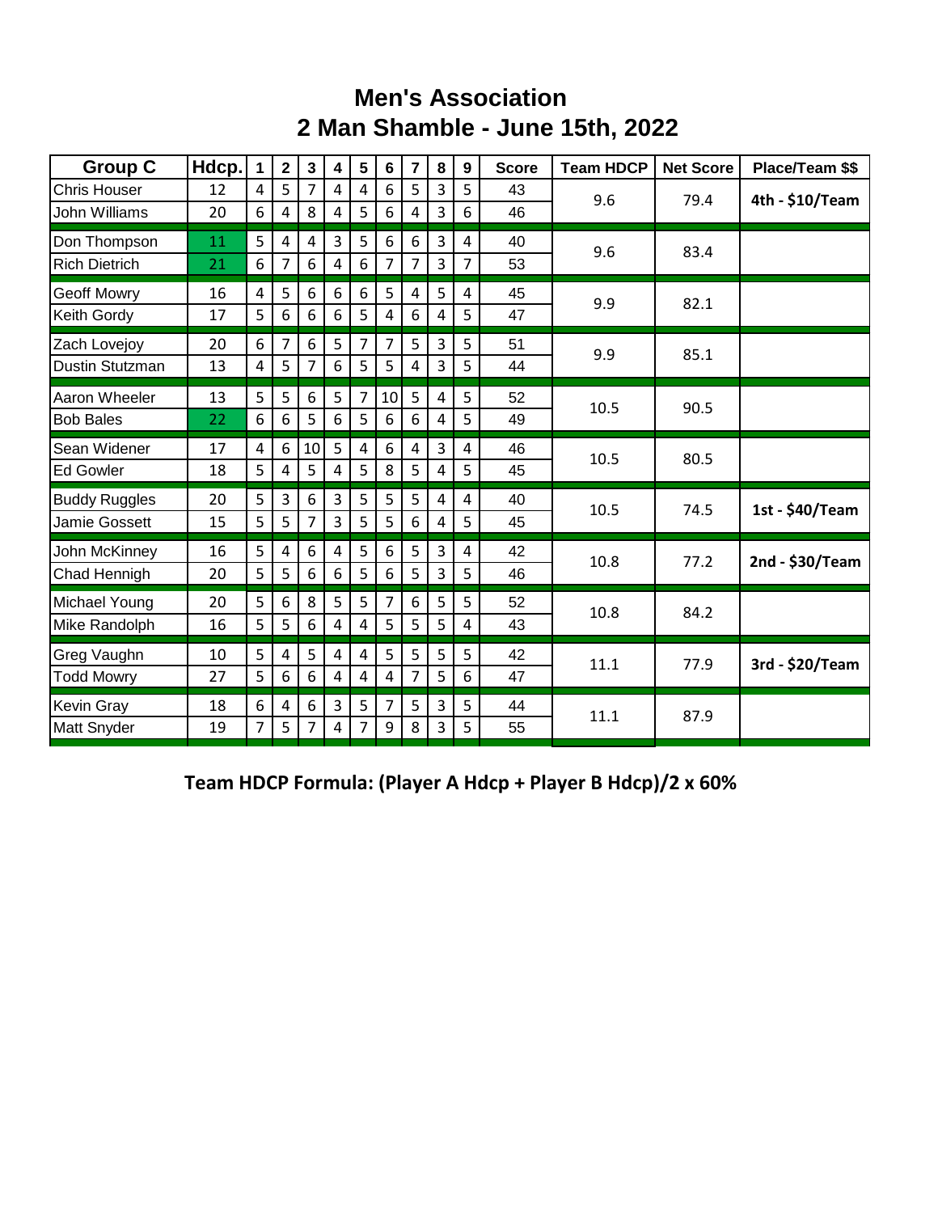# Men's Association
## 2 Man Shamble - June 15th, 2022

| Group C | Hdcp. | 1 | 2 | 3 | 4 | 5 | 6 | 7 | 8 | 9 | Score | Team HDCP | Net Score | Place/Team $$ |
|---|---|---|---|---|---|---|---|---|---|---|---|---|---|---|
| Chris Houser | 12 | 4 | 5 | 7 | 4 | 4 | 6 | 5 | 3 | 5 | 43 | 9.6 | 79.4 | 4th - $10/Team |
| John Williams | 20 | 6 | 4 | 8 | 4 | 5 | 6 | 4 | 3 | 6 | 46 | | | |
| Don Thompson | 11 | 5 | 4 | 4 | 3 | 5 | 6 | 6 | 3 | 4 | 40 | 9.6 | 83.4 | |
| Rich Dietrich | 21 | 6 | 7 | 6 | 4 | 6 | 7 | 7 | 3 | 7 | 53 | | | |
| Geoff Mowry | 16 | 4 | 5 | 6 | 6 | 6 | 5 | 4 | 5 | 4 | 45 | 9.9 | 82.1 | |
| Keith Gordy | 17 | 5 | 6 | 6 | 6 | 5 | 4 | 6 | 4 | 5 | 47 | | | |
| Zach Lovejoy | 20 | 6 | 7 | 6 | 5 | 7 | 7 | 5 | 3 | 5 | 51 | 9.9 | 85.1 | |
| Dustin Stutzman | 13 | 4 | 5 | 7 | 6 | 5 | 5 | 4 | 3 | 5 | 44 | | | |
| Aaron Wheeler | 13 | 5 | 5 | 6 | 5 | 7 | 10 | 5 | 4 | 5 | 52 | 10.5 | 90.5 | |
| Bob Bales | 22 | 6 | 6 | 5 | 6 | 5 | 6 | 6 | 4 | 5 | 49 | | | |
| Sean Widener | 17 | 4 | 6 | 10 | 5 | 4 | 6 | 4 | 3 | 4 | 46 | 10.5 | 80.5 | |
| Ed Gowler | 18 | 5 | 4 | 5 | 4 | 5 | 8 | 5 | 4 | 5 | 45 | | | |
| Buddy Ruggles | 20 | 5 | 3 | 6 | 3 | 5 | 5 | 5 | 4 | 4 | 40 | 10.5 | 74.5 | 1st - $40/Team |
| Jamie Gossett | 15 | 5 | 5 | 7 | 3 | 5 | 5 | 6 | 4 | 5 | 45 | | | |
| John McKinney | 16 | 5 | 4 | 6 | 4 | 5 | 6 | 5 | 3 | 4 | 42 | 10.8 | 77.2 | 2nd - $30/Team |
| Chad Hennigh | 20 | 5 | 5 | 6 | 6 | 5 | 6 | 5 | 3 | 5 | 46 | | | |
| Michael Young | 20 | 5 | 6 | 8 | 5 | 5 | 7 | 6 | 5 | 5 | 52 | 10.8 | 84.2 | |
| Mike Randolph | 16 | 5 | 5 | 6 | 4 | 4 | 5 | 5 | 5 | 4 | 43 | | | |
| Greg Vaughn | 10 | 5 | 4 | 5 | 4 | 4 | 5 | 5 | 5 | 5 | 42 | 11.1 | 77.9 | 3rd - $20/Team |
| Todd Mowry | 27 | 5 | 6 | 6 | 4 | 4 | 4 | 7 | 5 | 6 | 47 | | | |
| Kevin Gray | 18 | 6 | 4 | 6 | 3 | 5 | 7 | 5 | 3 | 5 | 44 | 11.1 | 87.9 | |
| Matt Snyder | 19 | 7 | 5 | 7 | 4 | 7 | 9 | 8 | 3 | 5 | 55 | | | |

**Team HDCP Formula: (Player A Hdcp + Player B Hdcp)/2 x 60%**